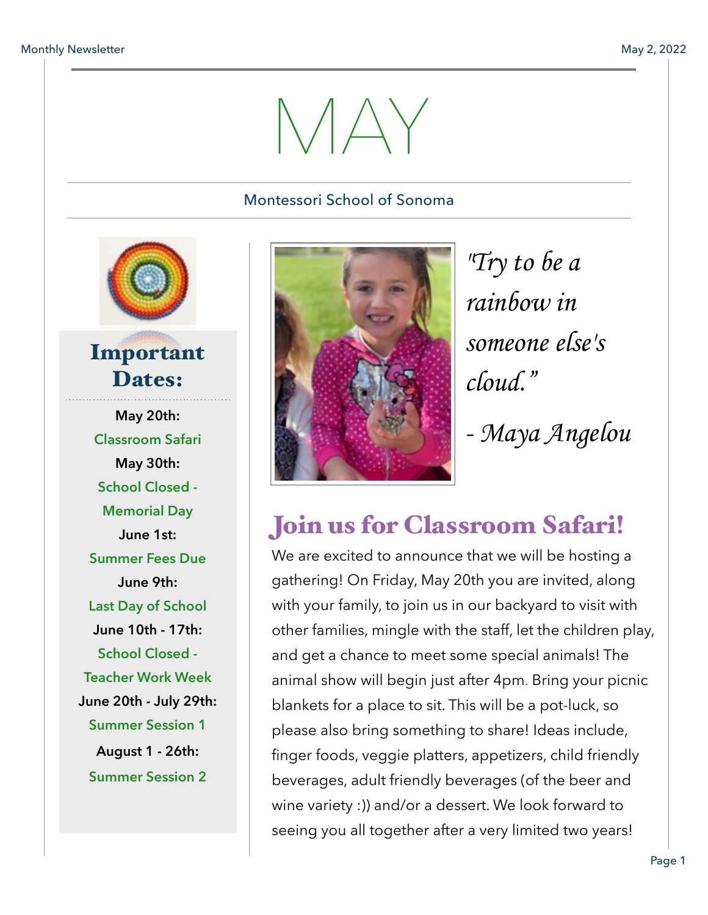# MAY

Montessori School of Sonoma

## Important Dates:

**May 20th:**
Classroom Safari

**May 30th:**
School Closed - Memorial Day

**June 1st:**
Summer Fees Due

**June 9th:**
Last Day of School

**June 10th - 17th:**
School Closed - Teacher Work Week

**June 20th - July 29th:**
Summer Session 1

**August 1 - 26th:**
Summer Session 2

*"Try to be a rainbow in someone else's cloud."*

*- Maya Angelou*

## Join us for Classroom Safari!

We are excited to announce that we will be hosting a gathering! On Friday, May 20th you are invited, along with your family, to join us in our backyard to visit with other families, mingle with the staff, let the children play, and get a chance to meet some special animals! The animal show will begin just after 4pm. Bring your picnic blankets for a place to sit. This will be a pot-luck, so please also bring something to share! Ideas include, finger foods, veggie platters, appetizers, child friendly beverages, adult friendly beverages (of the beer and wine variety :)) and/or a dessert. We look forward to seeing you all together after a very limited two years!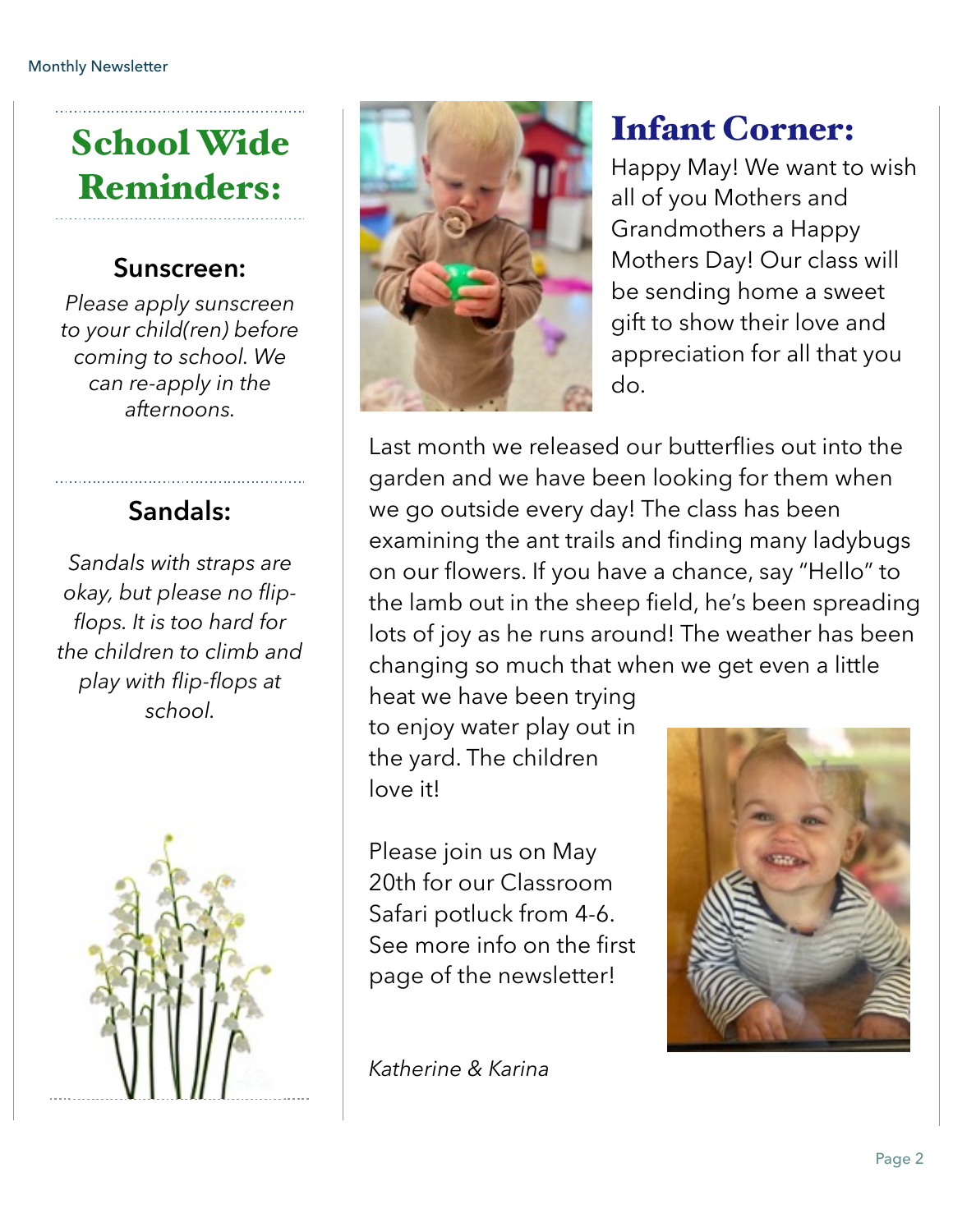## School Wide Reminders:

### Sunscreen:

*Please apply sunscreen to your child(ren) before coming to school. We can re-apply in the afternoons.*

### Sandals:

*Sandals with straps are okay, but please no flip-flops. It is too hard for the children to climb and play with flip-flops at school.*

## Infant Corner:

Happy May! We want to wish all of you Mothers and Grandmothers a Happy Mothers Day! Our class will be sending home a sweet gift to show their love and appreciation for all that you do.

Last month we released our butterflies out into the garden and we have been looking for them when we go outside every day! The class has been examining the ant trails and finding many ladybugs on our flowers. If you have a chance, say "Hello" to the lamb out in the sheep field, he's been spreading lots of joy as he runs around! The weather has been changing so much that when we get even a little heat we have been trying to enjoy water play out in the yard. The children love it!

Please join us on May 20th for our Classroom Safari potluck from 4-6. See more info on the first page of the newsletter!

*Katherine & Karina*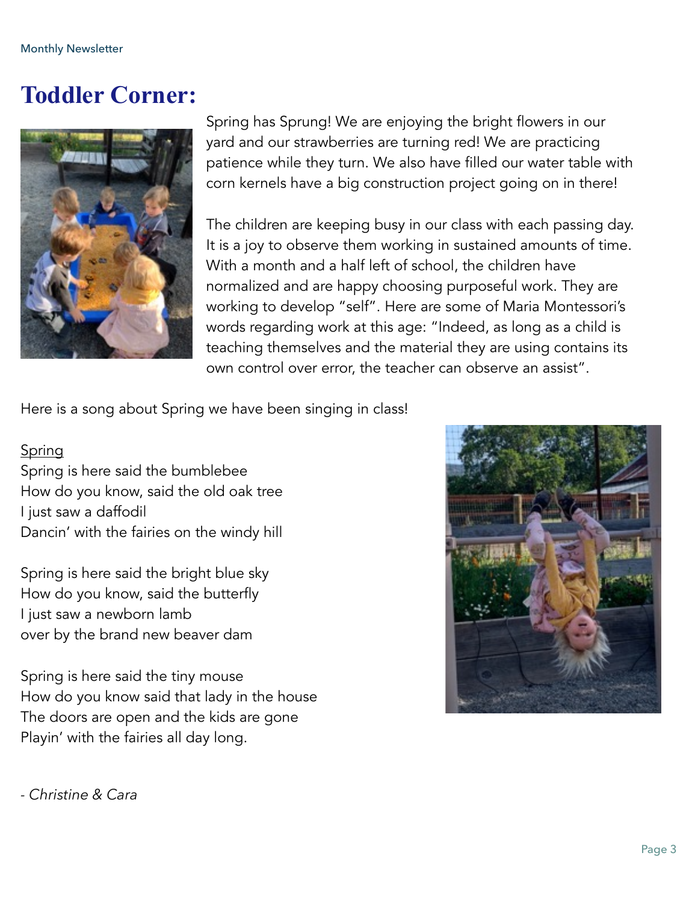# Toddler Corner:

Spring has Sprung! We are enjoying the bright flowers in our yard and our strawberries are turning red! We are practicing patience while they turn. We also have filled our water table with corn kernels have a big construction project going on in there!

The children are keeping busy in our class with each passing day. It is a joy to observe them working in sustained amounts of time. With a month and a half left of school, the children have normalized and are happy choosing purposeful work. They are working to develop "self". Here are some of Maria Montessori's words regarding work at this age: "Indeed, as long as a child is teaching themselves and the material they are using contains its own control over error, the teacher can observe an assist".

Here is a song about Spring we have been singing in class!

<u>Spring</u>
Spring is here said the bumblebee
How do you know, said the old oak tree
I just saw a daffodil
Dancin' with the fairies on the windy hill

Spring is here said the bright blue sky
How do you know, said the butterfly
I just saw a newborn lamb
over by the brand new beaver dam

Spring is here said the tiny mouse
How do you know said that lady in the house
The doors are open and the kids are gone
Playin' with the fairies all day long.

- *Christine & Cara*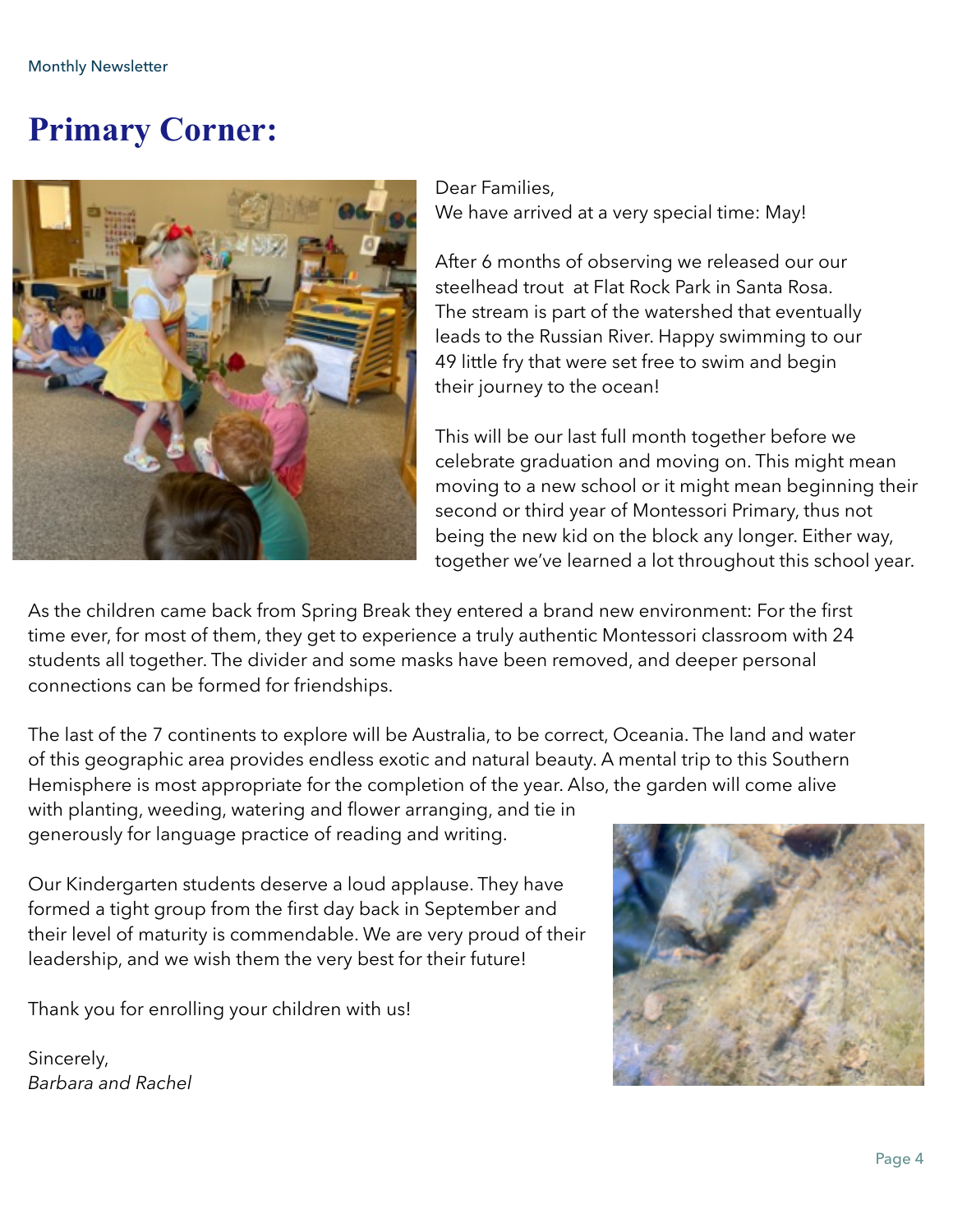# Primary Corner:

Dear Families,
We have arrived at a very special time: May!

After 6 months of observing we released our our steelhead trout at Flat Rock Park in Santa Rosa. The stream is part of the watershed that eventually leads to the Russian River. Happy swimming to our 49 little fry that were set free to swim and begin their journey to the ocean!

This will be our last full month together before we celebrate graduation and moving on. This might mean moving to a new school or it might mean beginning their second or third year of Montessori Primary, thus not being the new kid on the block any longer. Either way, together we've learned a lot throughout this school year.

As the children came back from Spring Break they entered a brand new environment: For the first time ever, for most of them, they get to experience a truly authentic Montessori classroom with 24 students all together. The divider and some masks have been removed, and deeper personal connections can be formed for friendships.

The last of the 7 continents to explore will be Australia, to be correct, Oceania. The land and water of this geographic area provides endless exotic and natural beauty. A mental trip to this Southern Hemisphere is most appropriate for the completion of the year. Also, the garden will come alive with planting, weeding, watering and flower arranging, and tie in generously for language practice of reading and writing.

Our Kindergarten students deserve a loud applause. They have formed a tight group from the first day back in September and their level of maturity is commendable. We are very proud of their leadership, and we wish them the very best for their future!

Thank you for enrolling your children with us!

Sincerely,
*Barbara and Rachel*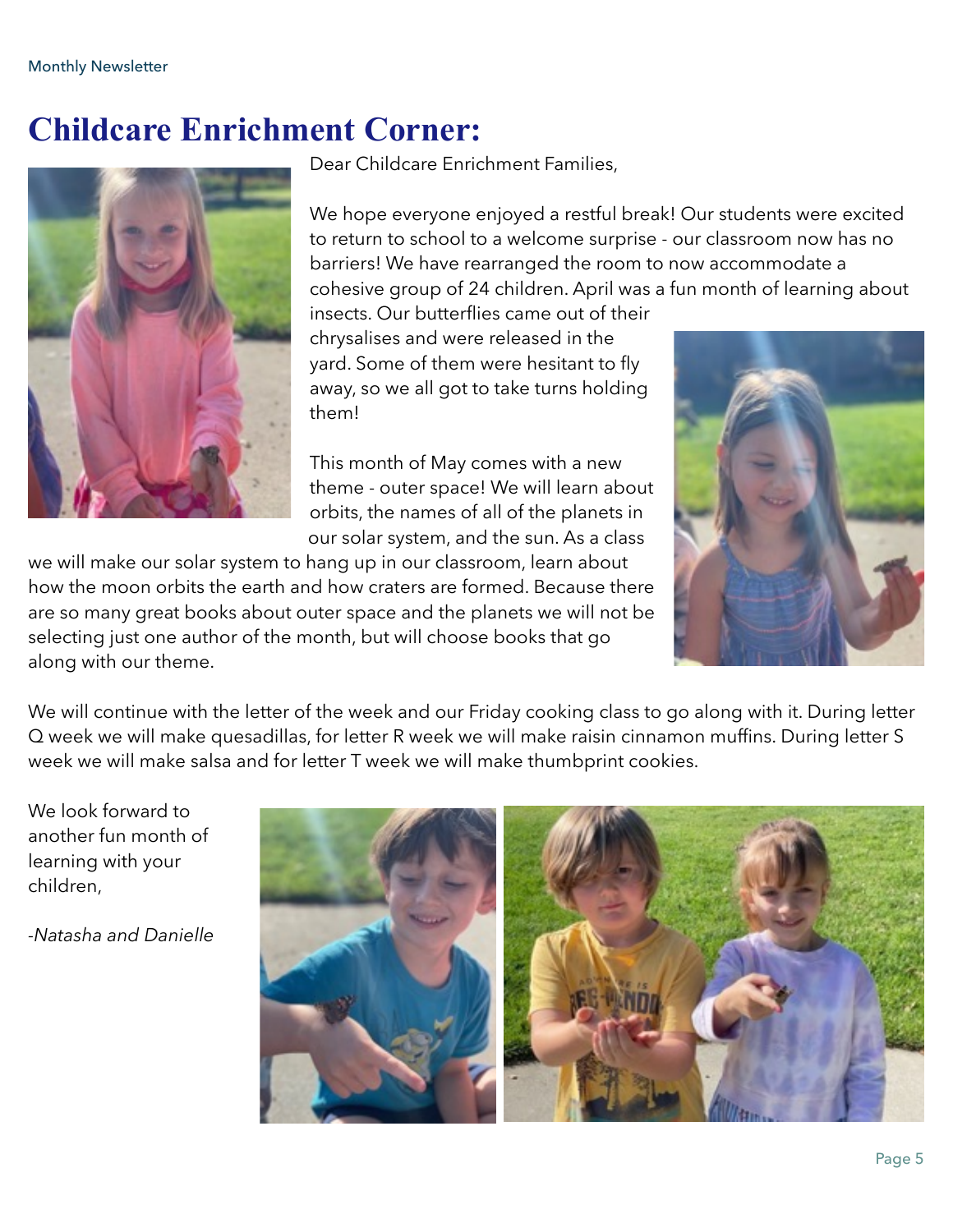# Childcare Enrichment Corner:

Dear Childcare Enrichment Families,

We hope everyone enjoyed a restful break! Our students were excited to return to school to a welcome surprise - our classroom now has no barriers! We have rearranged the room to now accommodate a cohesive group of 24 children. April was a fun month of learning about insects. Our butterflies came out of their chrysalises and were released in the yard. Some of them were hesitant to fly away, so we all got to take turns holding them!

This month of May comes with a new theme - outer space! We will learn about orbits, the names of all of the planets in our solar system, and the sun. As a class we will make our solar system to hang up in our classroom, learn about how the moon orbits the earth and how craters are formed. Because there are so many great books about outer space and the planets we will not be selecting just one author of the month, but will choose books that go along with our theme.

We will continue with the letter of the week and our Friday cooking class to go along with it. During letter Q week we will make quesadillas, for letter R week we will make raisin cinnamon muffins. During letter S week we will make salsa and for letter T week we will make thumbprint cookies.

We look forward to another fun month of learning with your children,

*-Natasha and Danielle*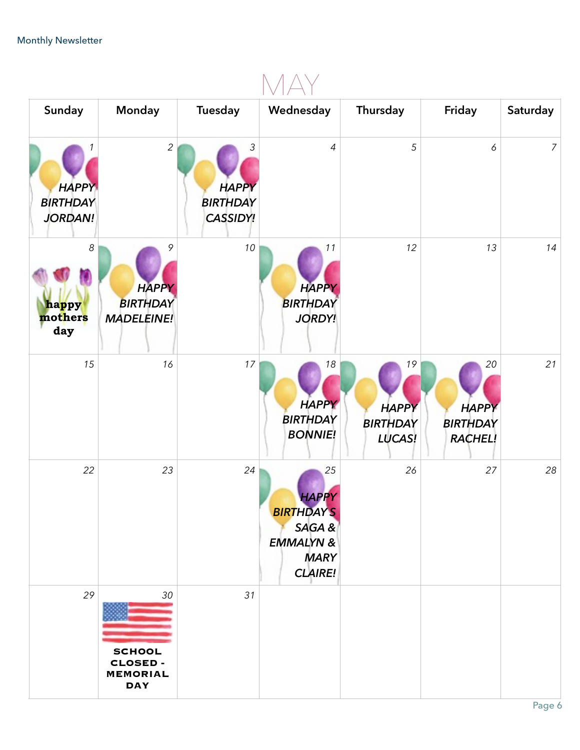# MAY

| Sunday | Monday | Tuesday | Wednesday | Thursday | Friday | Saturday |
| --- | --- | --- | --- | --- | --- | --- |
| 1 HAPPY BIRTHDAY JORDAN! | 2 | 3 HAPPY BIRTHDAY CASSIDY! | 4 | 5 | 6 | 7 |
| 8 happy mothers day | 9 HAPPY BIRTHDAY MADELEINE! | 10 | 11 HAPPY BIRTHDAY JORDY! | 12 | 13 | 14 |
| 15 | 16 | 17 | 18 HAPPY BIRTHDAY BONNIE! | 19 HAPPY BIRTHDAY LUCAS! | 20 HAPPY BIRTHDAY RACHEL! | 21 |
| 22 | 23 | 24 | 25 HAPPY BIRTHDAYS SAGA & EMMALYN & MARY CLAIRE! | 26 | 27 | 28 |
| 29 | 30 SCHOOL CLOSED - MEMORIAL DAY | 31 | | | | |